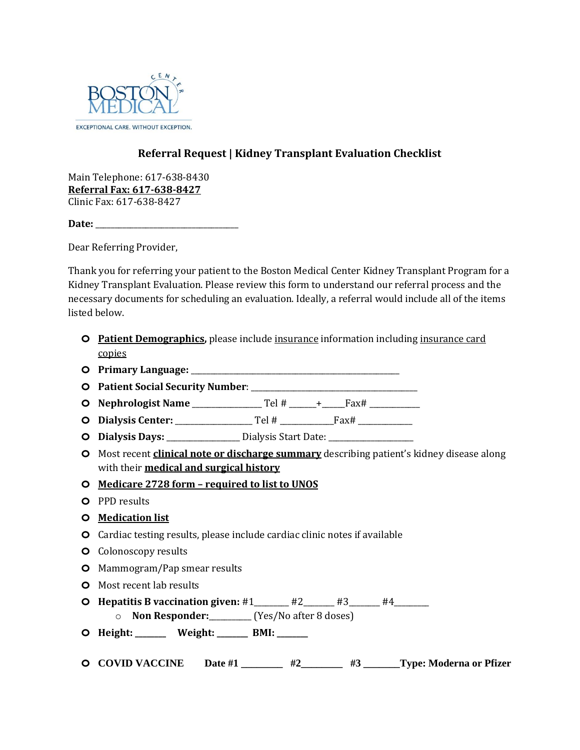BOSTON MEDICAL CENTER

EXCEPTIONAL CARE. WITHOUT EXCEPTION.

## Referral Request | Kidney Transplant Evaluation Checklist

Main Telephone: 617-638-8430
**Referral Fax: 617-638-8427**
Clinic Fax: 617-638-8427

**Date:** ______________________________

Dear Referring Provider,

Thank you for referring your patient to the Boston Medical Center Kidney Transplant Program for a Kidney Transplant Evaluation. Please review this form to understand our referral process and the necessary documents for scheduling an evaluation. Ideally, a referral would include all of the items listed below.

- **Patient Demographics,** please include insurance information including insurance card copies
- **Primary Language:** ______________________________________________
- **Patient Social Security Number**: ___________________________________
- **Nephrologist Name** _______________ Tel # ______+_____Fax# ___________
- **Dialysis Center:** __________________ Tel # ____________Fax# ____________
- **Dialysis Days:** ________________ Dialysis Start Date: ___________________
- Most recent **clinical note or discharge summary** describing patient's kidney disease along with their **medical and surgical history**
- **Medicare 2728 form – required to list to UNOS**
- PPD results
- **Medication list**
- Cardiac testing results, please include cardiac clinic notes if available
- Colonoscopy results
- Mammogram/Pap smear results
- Most recent lab results
- **Hepatitis B vaccination given:** #1_______ #2_______ #3_______ #4________
  - **Non Responder:**_________ (Yes/No after 8 doses)
- **Height:** ______ **Weight:** ______ **BMI:** ______
- **COVID VACCINE Date #1** ________ **#2**________ **#3** _______**Type: Moderna or Pfizer**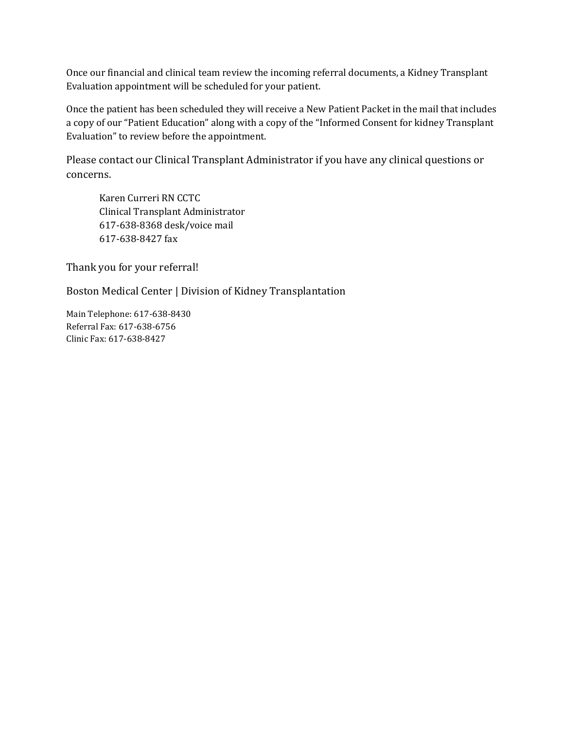Once our financial and clinical team review the incoming referral documents, a Kidney Transplant Evaluation appointment will be scheduled for your patient.

Once the patient has been scheduled they will receive a New Patient Packet in the mail that includes a copy of our "Patient Education" along with a copy of the "Informed Consent for kidney Transplant Evaluation" to review before the appointment.

Please contact our Clinical Transplant Administrator if you have any clinical questions or concerns.

> Karen Curreri RN CCTC
> Clinical Transplant Administrator
> 617-638-8368 desk/voice mail
> 617-638-8427 fax

Thank you for your referral!

Boston Medical Center | Division of Kidney Transplantation

Main Telephone: 617-638-8430
Referral Fax: 617-638-6756
Clinic Fax: 617-638-8427